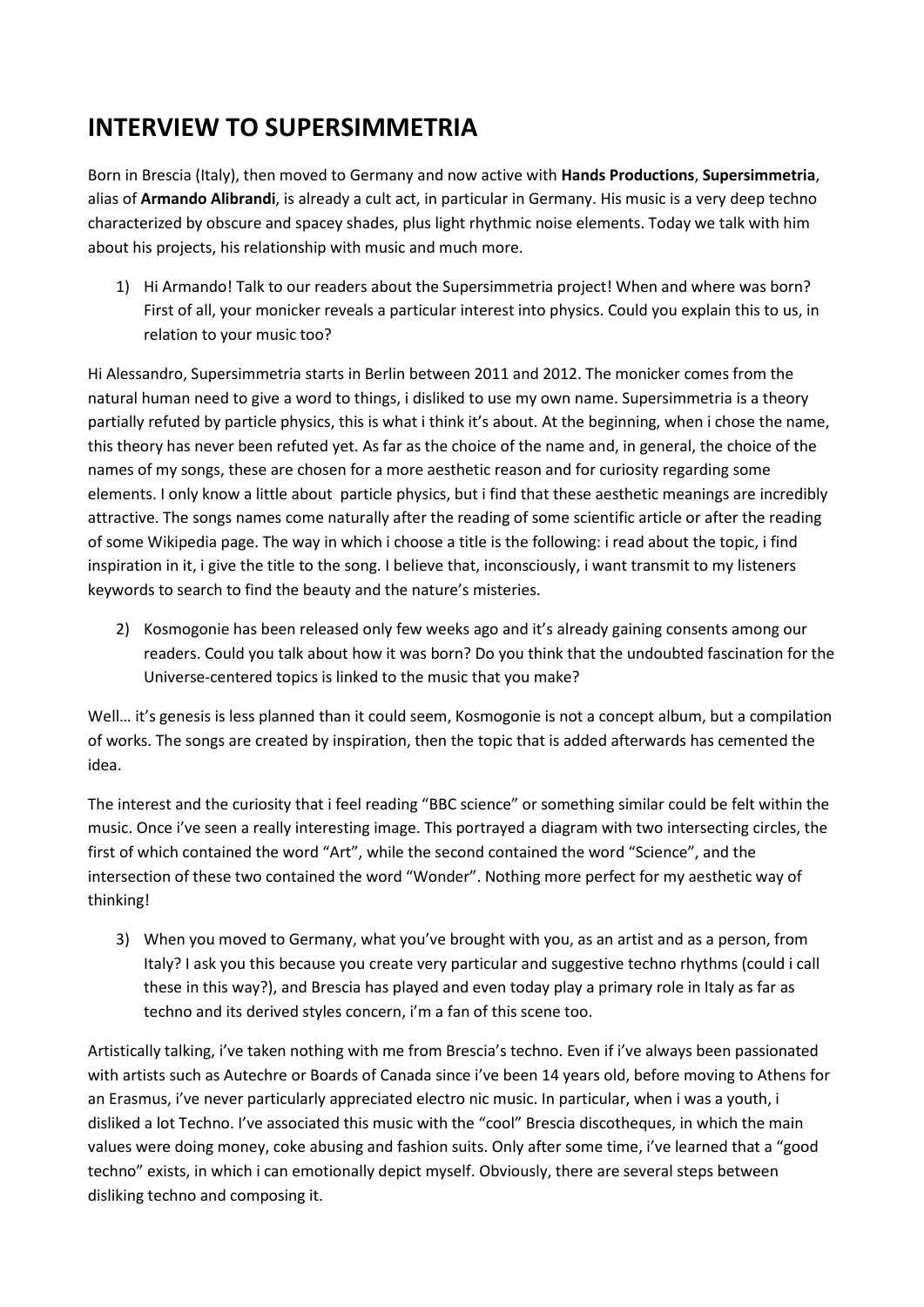# INTERVIEW TO SUPERSIMMETRIA

Born in Brescia (Italy), then moved to Germany and now active with **Hands Productions**, **Supersimmetria**, alias of **Armando Alibrandi**, is already a cult act, in particular in Germany. His music is a very deep techno characterized by obscure and spacey shades, plus light rhythmic noise elements. Today we talk with him about his projects, his relationship with music and much more.

1) Hi Armando! Talk to our readers about the Supersimmetria project! When and where was born? First of all, your monicker reveals a particular interest into physics. Could you explain this to us, in relation to your music too?

Hi Alessandro, Supersimmetria starts in Berlin between 2011 and 2012. The monicker comes from the natural human need to give a word to things, i disliked to use my own name. Supersimmetria is a theory partially refuted by particle physics, this is what i think it's about. At the beginning, when i chose the name, this theory has never been refuted yet. As far as the choice of the name and, in general, the choice of the names of my songs, these are chosen for a more aesthetic reason and for curiosity regarding some elements. I only know a little about particle physics, but i find that these aesthetic meanings are incredibly attractive. The songs names come naturally after the reading of some scientific article or after the reading of some Wikipedia page. The way in which i choose a title is the following: i read about the topic, i find inspiration in it, i give the title to the song. I believe that, inconsciously, i want transmit to my listeners keywords to search to find the beauty and the nature's misteries.

2) Kosmogonie has been released only few weeks ago and it's already gaining consents among our readers. Could you talk about how it was born? Do you think that the undoubted fascination for the Universe-centered topics is linked to the music that you make?

Well… it's genesis is less planned than it could seem, Kosmogonie is not a concept album, but a compilation of works. The songs are created by inspiration, then the topic that is added afterwards has cemented the idea.

The interest and the curiosity that i feel reading "BBC science" or something similar could be felt within the music. Once i've seen a really interesting image. This portrayed a diagram with two intersecting circles, the first of which contained the word "Art", while the second contained the word "Science", and the intersection of these two contained the word "Wonder". Nothing more perfect for my aesthetic way of thinking!

3) When you moved to Germany, what you've brought with you, as an artist and as a person, from Italy? I ask you this because you create very particular and suggestive techno rhythms (could i call these in this way?), and Brescia has played and even today play a primary role in Italy as far as techno and its derived styles concern, i'm a fan of this scene too.

Artistically talking, i've taken nothing with me from Brescia's techno. Even if i've always been passionated with artists such as Autechre or Boards of Canada since i've been 14 years old, before moving to Athens for an Erasmus, i've never particularly appreciated electro nic music. In particular, when i was a youth, i disliked a lot Techno. I've associated this music with the "cool" Brescia discotheques, in which the main values were doing money, coke abusing and fashion suits. Only after some time, i've learned that a "good techno" exists, in which i can emotionally depict myself. Obviously, there are several steps between disliking techno and composing it.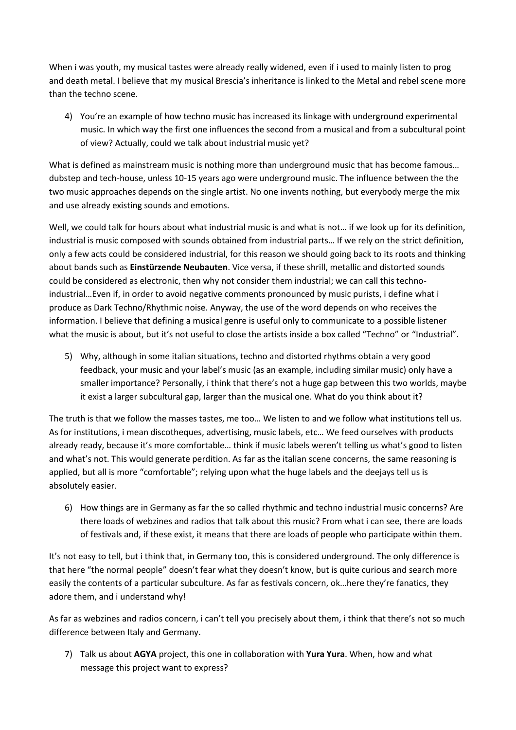When i was youth, my musical tastes were already really widened, even if i used to mainly listen to prog and death metal. I believe that my musical Brescia's inheritance is linked to the Metal and rebel scene more than the techno scene.

4) You're an example of how techno music has increased its linkage with underground experimental music. In which way the first one influences the second from a musical and from a subcultural point of view? Actually, could we talk about industrial music yet?

What is defined as mainstream music is nothing more than underground music that has become famous… dubstep and tech-house, unless 10-15 years ago were underground music. The influence between the the two music approaches depends on the single artist. No one invents nothing, but everybody merge the mix and use already existing sounds and emotions.

Well, we could talk for hours about what industrial music is and what is not… if we look up for its definition, industrial is music composed with sounds obtained from industrial parts… If we rely on the strict definition, only a few acts could be considered industrial, for this reason we should going back to its roots and thinking about bands such as **Einstürzende Neubauten**. Vice versa, if these shrill, metallic and distorted sounds could be considered as electronic, then why not consider them industrial; we can call this techno-industrial…Even if, in order to avoid negative comments pronounced by music purists, i define what i produce as Dark Techno/Rhythmic noise. Anyway, the use of the word depends on who receives the information. I believe that defining a musical genre is useful only to communicate to a possible listener what the music is about, but it's not useful to close the artists inside a box called "Techno" or "Industrial".

5) Why, although in some italian situations, techno and distorted rhythms obtain a very good feedback, your music and your label's music (as an example, including similar music) only have a smaller importance? Personally, i think that there's not a huge gap between this two worlds, maybe it exist a larger subcultural gap, larger than the musical one. What do you think about it?

The truth is that we follow the masses tastes, me too… We listen to and we follow what institutions tell us. As for institutions, i mean discotheques, advertising, music labels, etc… We feed ourselves with products already ready, because it's more comfortable… think if music labels weren't telling us what's good to listen and what's not. This would generate perdition. As far as the italian scene concerns, the same reasoning is applied, but all is more "comfortable"; relying upon what the huge labels and the deejays tell us is absolutely easier.

6) How things are in Germany as far the so called rhythmic and techno industrial music concerns? Are there loads of webzines and radios that talk about this music? From what i can see, there are loads of festivals and, if these exist, it means that there are loads of people who participate within them.

It's not easy to tell, but i think that, in Germany too, this is considered underground. The only difference is that here "the normal people" doesn't fear what they doesn't know, but is quite curious and search more easily the contents of a particular subculture. As far as festivals concern, ok…here they're fanatics, they adore them, and i understand why!

As far as webzines and radios concern, i can't tell you precisely about them, i think that there's not so much difference between Italy and Germany.

7) Talk us about **AGYA** project, this one in collaboration with **Yura Yura**. When, how and what message this project want to express?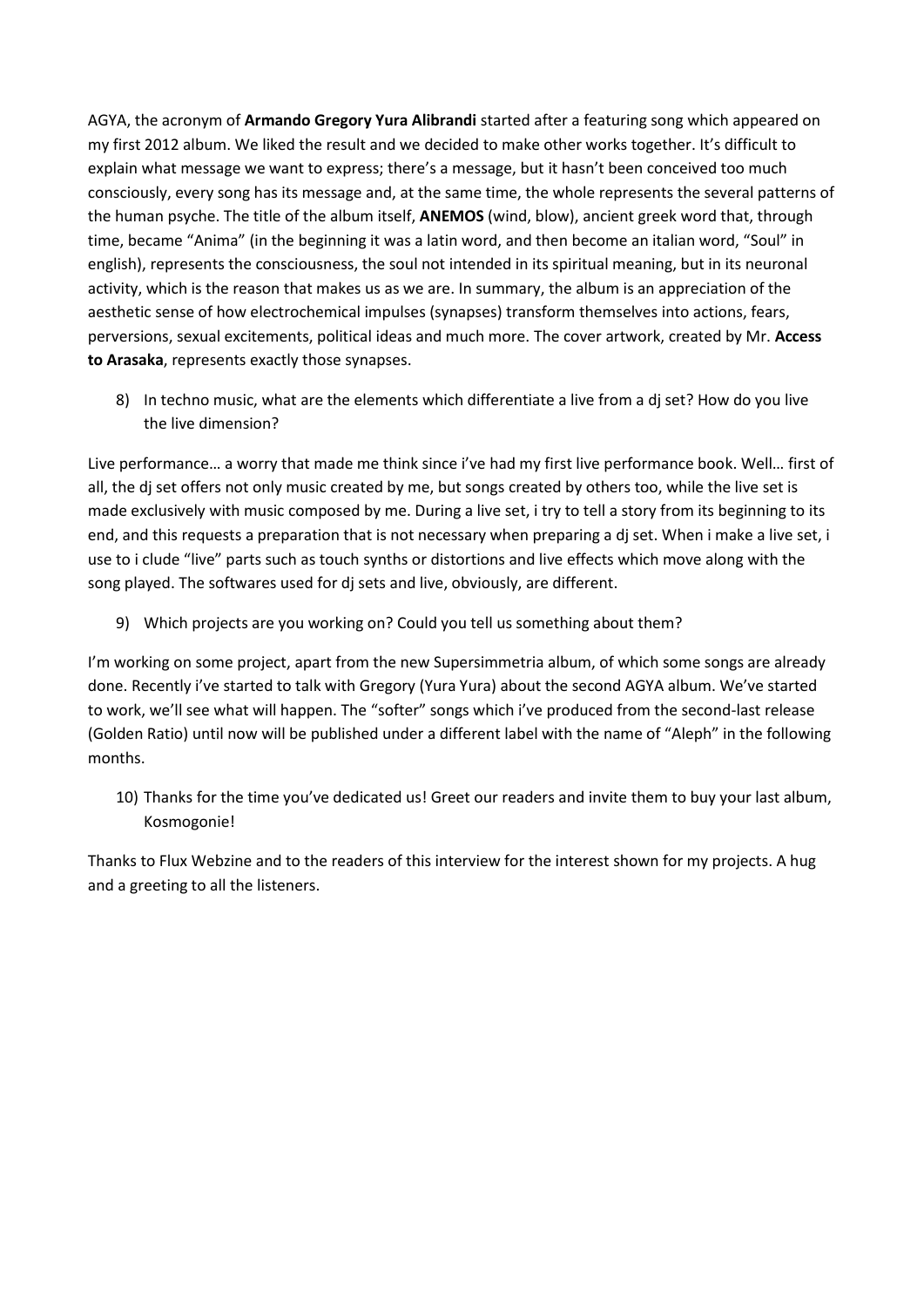AGYA, the acronym of **Armando Gregory Yura Alibrandi** started after a featuring song which appeared on my first 2012 album. We liked the result and we decided to make other works together. It's difficult to explain what message we want to express; there's a message, but it hasn't been conceived too much consciously, every song has its message and, at the same time, the whole represents the several patterns of the human psyche. The title of the album itself, **ANEMOS** (wind, blow), ancient greek word that, through time, became "Anima" (in the beginning it was a latin word, and then become an italian word, "Soul" in english), represents the consciousness, the soul not intended in its spiritual meaning, but in its neuronal activity, which is the reason that makes us as we are. In summary, the album is an appreciation of the aesthetic sense of how electrochemical impulses (synapses) transform themselves into actions, fears, perversions, sexual excitements, political ideas and much more. The cover artwork, created by Mr. **Access to Arasaka**, represents exactly those synapses.

8) In techno music, what are the elements which differentiate a live from a dj set? How do you live the live dimension?

Live performance… a worry that made me think since i've had my first live performance book. Well… first of all, the dj set offers not only music created by me, but songs created by others too, while the live set is made exclusively with music composed by me. During a live set, i try to tell a story from its beginning to its end, and this requests a preparation that is not necessary when preparing a dj set. When i make a live set, i use to i clude "live" parts such as touch synths or distortions and live effects which move along with the song played. The softwares used for dj sets and live, obviously, are different.

9) Which projects are you working on? Could you tell us something about them?

I'm working on some project, apart from the new Supersimmetria album, of which some songs are already done. Recently i've started to talk with Gregory (Yura Yura) about the second AGYA album. We've started to work, we'll see what will happen. The "softer" songs which i've produced from the second-last release (Golden Ratio) until now will be published under a different label with the name of "Aleph" in the following months.

10) Thanks for the time you've dedicated us! Greet our readers and invite them to buy your last album, Kosmogonie!

Thanks to Flux Webzine and to the readers of this interview for the interest shown for my projects. A hug and a greeting to all the listeners.